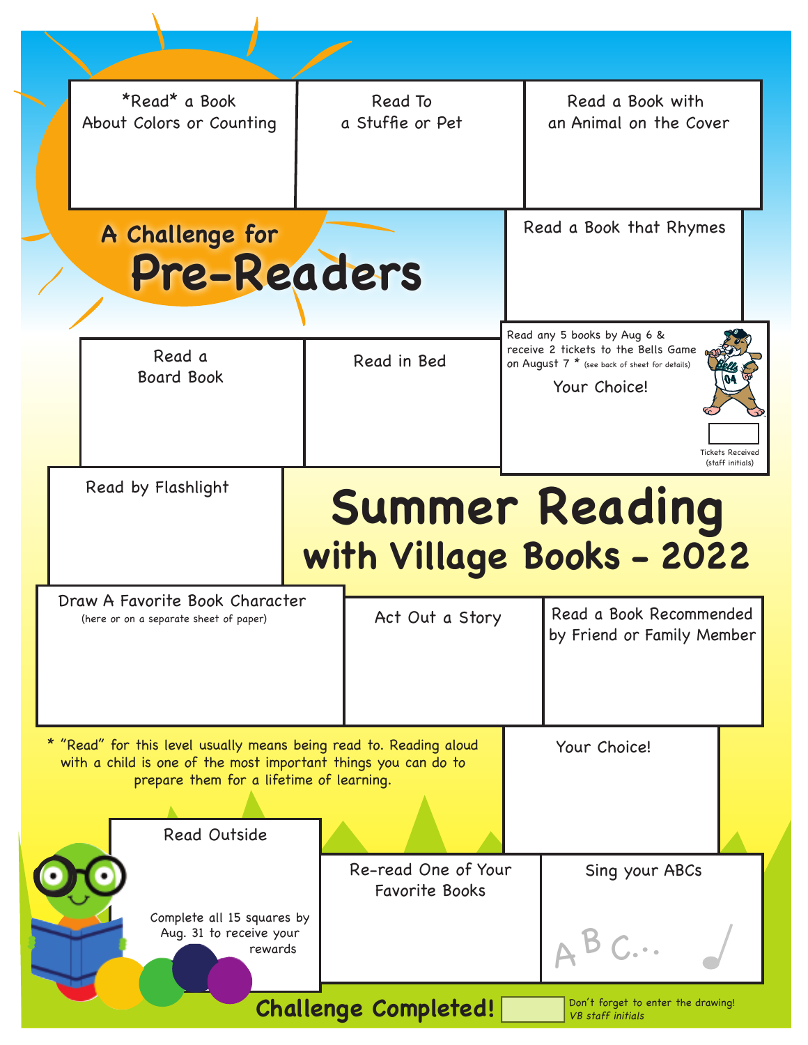# Summer Reading with Village Books - 2022

## A Challenge for Pre-Readers

- *Read* a Book About Colors or Counting
- Read To a Stuffie or Pet
- Read a Book with an Animal on the Cover
- Read a Book that Rhymes
- Read a Board Book
- Read in Bed
- Read any 5 books by Aug 6 & receive 2 tickets to the Bells Game on August 7 * (see back of sheet for details)

  Your Choice!

  Tickets Received (staff initials)
- Read by Flashlight
- Draw A Favorite Book Character (here or on a separate sheet of paper)
- Act Out a Story
- Read a Book Recommended by Friend or Family Member
- Your Choice!
- Read Outside
- Re-read One of Your Favorite Books
- Sing your ABCs

  ABC...

* "Read" for this level usually means being read to. Reading aloud with a child is one of the most important things you can do to prepare them for a lifetime of learning.

Complete all 15 squares by Aug. 31 to receive your rewards

**Challenge Completed!**

Don't forget to enter the drawing!

*VB staff initials*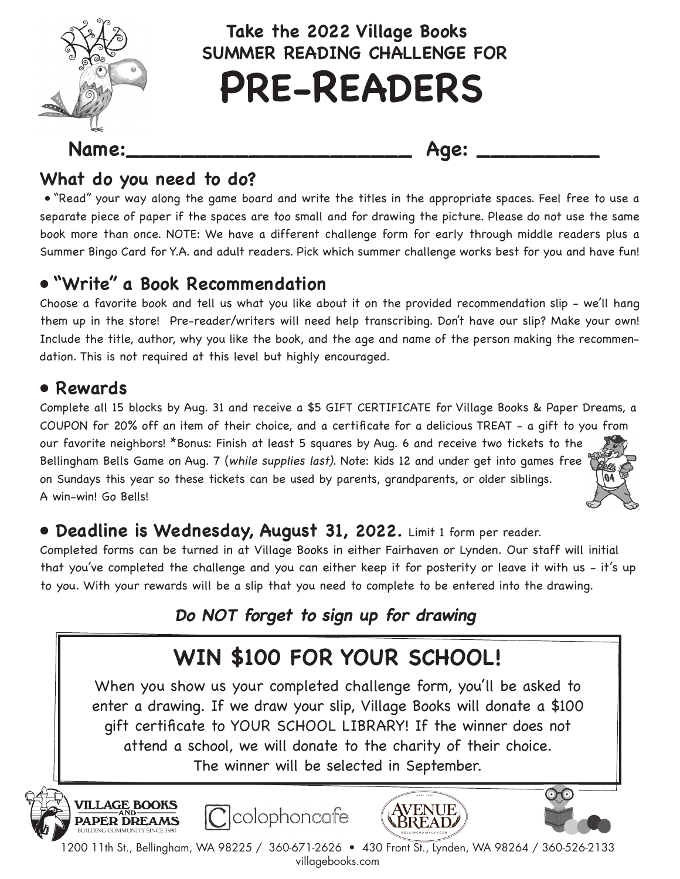# Take the 2022 Village Books SUMMER READING CHALLENGE FOR PRE-READERS

**Name:________________________ Age: __________**

## What do you need to do?

- "Read" your way along the game board and write the titles in the appropriate spaces. Feel free to use a separate piece of paper if the spaces are too small and for drawing the picture. Please do not use the same book more than once. NOTE: We have a different challenge form for early through middle readers plus a Summer Bingo Card for Y.A. and adult readers. Pick which summer challenge works best for you and have fun!

## • "Write" a Book Recommendation

Choose a favorite book and tell us what you like about it on the provided recommendation slip - we'll hang them up in the store! Pre-reader/writers will need help transcribing. Don't have our slip? Make your own! Include the title, author, why you like the book, and the age and name of the person making the recommendation. This is not required at this level but highly encouraged.

## • Rewards

Complete all 15 blocks by Aug. 31 and receive a $5 GIFT CERTIFICATE for Village Books & Paper Dreams, a COUPON for 20% off an item of their choice, and a certificate for a delicious TREAT - a gift to you from our favorite neighbors! *Bonus: Finish at least 5 squares by Aug. 6 and receive two tickets to the Bellingham Bells Game on Aug. 7 (*while supplies last*). Note: kids 12 and under get into games free on Sundays this year so these tickets can be used by parents, grandparents, or older siblings. A win-win! Go Bells!

## • Deadline is Wednesday, August 31, 2022. 

Limit 1 form per reader.

Completed forms can be turned in at Village Books in either Fairhaven or Lynden. Our staff will initial that you've completed the challenge and you can either keep it for posterity or leave it with us - it's up to you. With your rewards will be a slip that you need to complete to be entered into the drawing.

***Do NOT forget to sign up for drawing***

## WIN $100 FOR YOUR SCHOOL!

When you show us your completed challenge form, you'll be asked to enter a drawing. If we draw your slip, Village Books will donate a $100 gift certificate to YOUR SCHOOL LIBRARY! If the winner does not attend a school, we will donate to the charity of their choice. The winner will be selected in September.

VILLAGE BOOKS AND PAPER DREAMS — BUILDING COMMUNITY SINCE 1980

colophoncafe

AVENUE BREAD — BELLINGHAM • LYNDEN

1200 11th St., Bellingham, WA 98225 / 360-671-2626 • 430 Front St., Lynden, WA 98264 / 360-526-2133
villagebooks.com